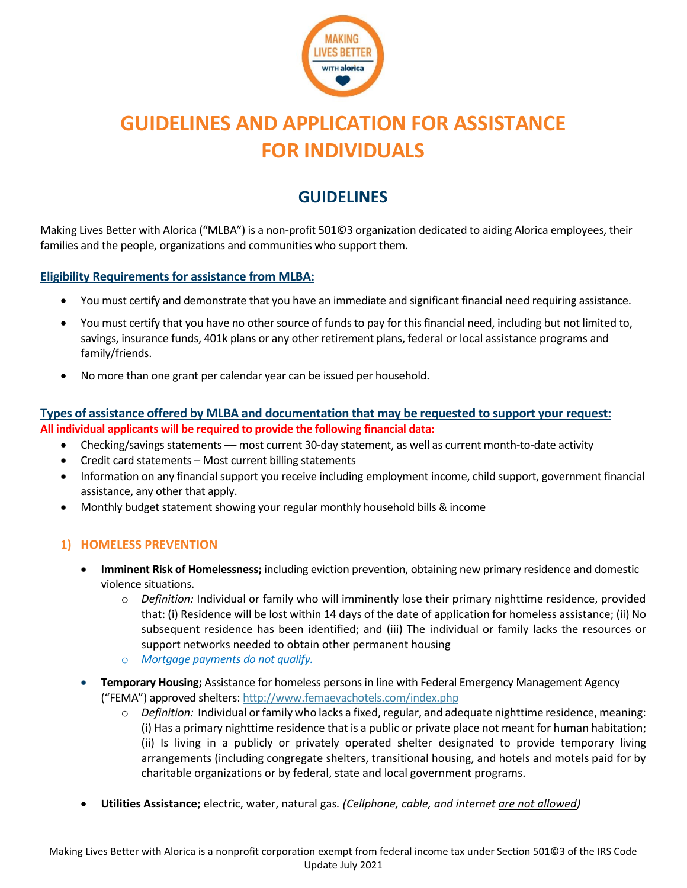# GUIDELINES AND APPLICATION FOR ASSISTANCE FOR INDIVIDUALS

## GUIDELINES

Making Lives Better with Alorica ("MLBA") is a non-profit 501©3 organization dedicated to aiding Alorica employees, their families and the people, organizations and communities who support them.

### Eligibility Requirements for assistance from MLBA:

- You must certify and demonstrate that you have an immediate and significant financial need requiring assistance.
- You must certify that you have no other source of funds to pay for this financial need, including but not limited to, savings, insurance funds, 401k plans or any other retirement plans, federal or local assistance programs and family/friends.
- No more than one grant per calendar year can be issued per household.

### Types of assistance offered by MLBA and documentation that may be requested to support your request:

**All individual applicants will be required to provide the following financial data:**

- Checking/savings statements — most current 30-day statement, as well as current month-to-date activity
- Credit card statements – Most current billing statements
- Information on any financial support you receive including employment income, child support, government financial assistance, any other that apply.
- Monthly budget statement showing your regular monthly household bills & income

### 1) HOMELESS PREVENTION

- **Imminent Risk of Homelessness;** including eviction prevention, obtaining new primary residence and domestic violence situations.
  - *Definition:* Individual or family who will imminently lose their primary nighttime residence, provided that: (i) Residence will be lost within 14 days of the date of application for homeless assistance; (ii) No subsequent residence has been identified; and (iii) The individual or family lacks the resources or support networks needed to obtain other permanent housing
  - *Mortgage payments do not qualify.*
- **Temporary Housing;** Assistance for homeless persons in line with Federal Emergency Management Agency ("FEMA") approved shelters: http://www.femaevachotels.com/index.php
  - *Definition:* Individual or family who lacks a fixed, regular, and adequate nighttime residence, meaning: (i) Has a primary nighttime residence that is a public or private place not meant for human habitation; (ii) Is living in a publicly or privately operated shelter designated to provide temporary living arrangements (including congregate shelters, transitional housing, and hotels and motels paid for by charitable organizations or by federal, state and local government programs.
- **Utilities Assistance;** electric, water, natural gas. *(Cellphone, cable, and internet are not allowed)*

Making Lives Better with Alorica is a nonprofit corporation exempt from federal income tax under Section 501©3 of the IRS Code
Update July 2021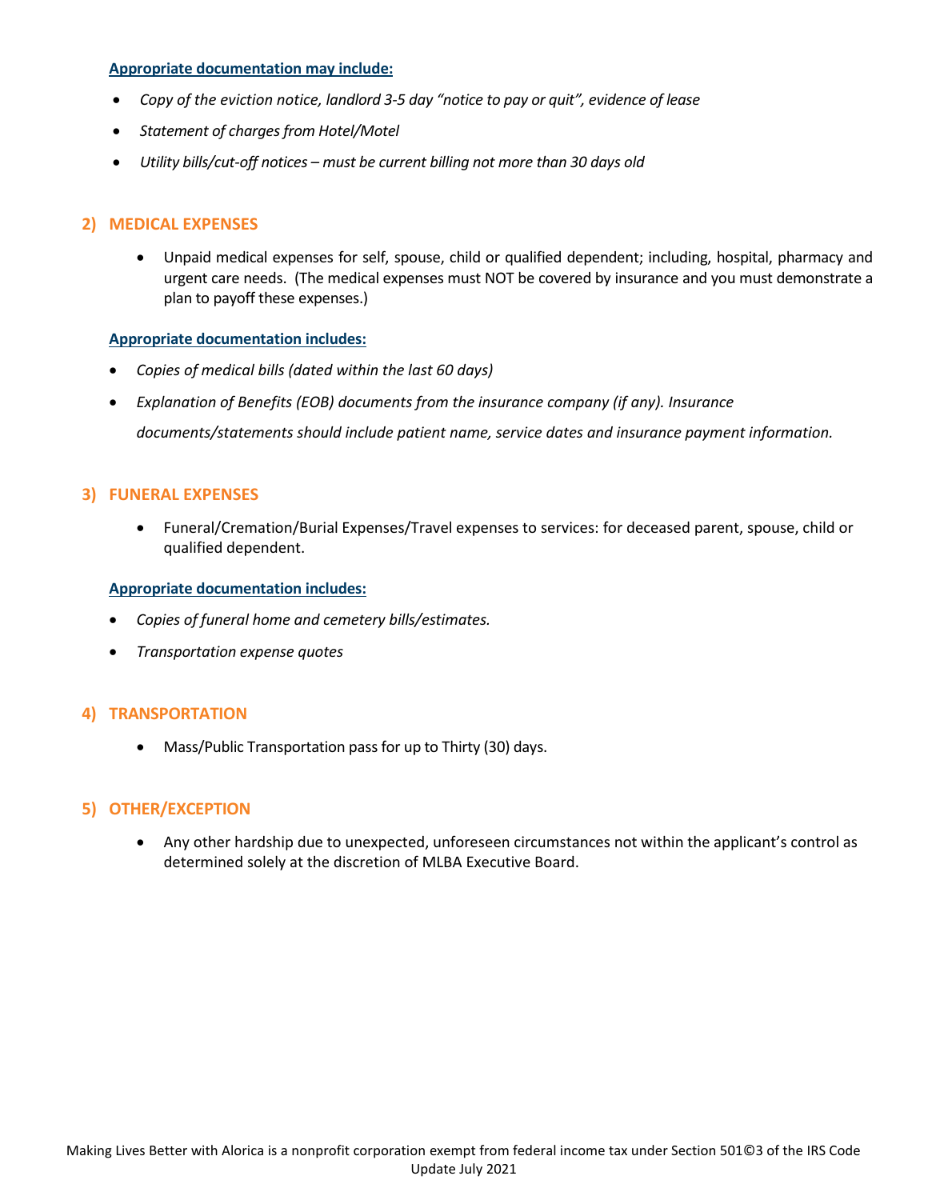**Appropriate documentation may include:**

- *Copy of the eviction notice, landlord 3-5 day "notice to pay or quit", evidence of lease*
- *Statement of charges from Hotel/Motel*
- *Utility bills/cut-off notices – must be current billing not more than 30 days old*

## 2) MEDICAL EXPENSES

- Unpaid medical expenses for self, spouse, child or qualified dependent; including, hospital, pharmacy and urgent care needs. (The medical expenses must NOT be covered by insurance and you must demonstrate a plan to payoff these expenses.)

**Appropriate documentation includes:**

- *Copies of medical bills (dated within the last 60 days)*
- *Explanation of Benefits (EOB) documents from the insurance company (if any). Insurance documents/statements should include patient name, service dates and insurance payment information.*

## 3) FUNERAL EXPENSES

- Funeral/Cremation/Burial Expenses/Travel expenses to services: for deceased parent, spouse, child or qualified dependent.

**Appropriate documentation includes:**

- *Copies of funeral home and cemetery bills/estimates.*
- *Transportation expense quotes*

## 4) TRANSPORTATION

- Mass/Public Transportation pass for up to Thirty (30) days.

## 5) OTHER/EXCEPTION

- Any other hardship due to unexpected, unforeseen circumstances not within the applicant's control as determined solely at the discretion of MLBA Executive Board.

Making Lives Better with Alorica is a nonprofit corporation exempt from federal income tax under Section 501©3 of the IRS Code
Update July 2021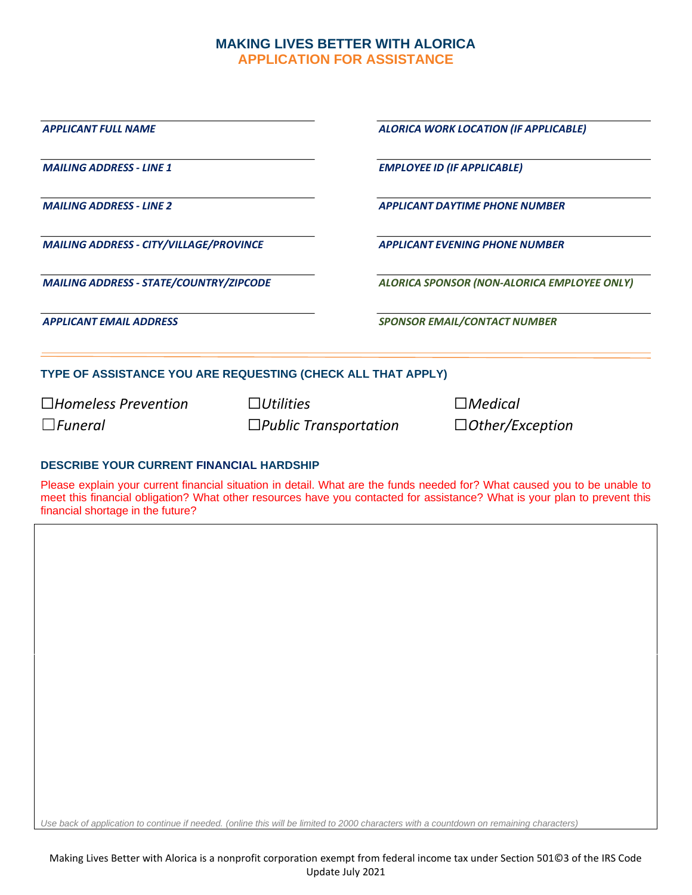# MAKING LIVES BETTER WITH ALORICA

## APPLICATION FOR ASSISTANCE

| | |
|---|---|
| ***APPLICANT FULL NAME*** | ***ALORICA WORK LOCATION (IF APPLICABLE)*** |
| ***MAILING ADDRESS - LINE 1*** | ***EMPLOYEE ID (IF APPLICABLE)*** |
| ***MAILING ADDRESS - LINE 2*** | ***APPLICANT DAYTIME PHONE NUMBER*** |
| ***MAILING ADDRESS - CITY/VILLAGE/PROVINCE*** | ***APPLICANT EVENING PHONE NUMBER*** |
| ***MAILING ADDRESS - STATE/COUNTRY/ZIPCODE*** | ***ALORICA SPONSOR (NON-ALORICA EMPLOYEE ONLY)*** |
| ***APPLICANT EMAIL ADDRESS*** | ***SPONSOR EMAIL/CONTACT NUMBER*** |

### TYPE OF ASSISTANCE YOU ARE REQUESTING (CHECK ALL THAT APPLY)

☐*Homeless Prevention* ☐*Utilities* ☐*Medical*

☐*Funeral* ☐*Public Transportation* ☐*Other/Exception*

### DESCRIBE YOUR CURRENT FINANCIAL HARDSHIP

Please explain your current financial situation in detail. What are the funds needed for? What caused you to be unable to meet this financial obligation? What other resources have you contacted for assistance? What is your plan to prevent this financial shortage in the future?

*Use back of application to continue if needed. (online this will be limited to 2000 characters with a countdown on remaining characters)*

Making Lives Better with Alorica is a nonprofit corporation exempt from federal income tax under Section 501©3 of the IRS Code
Update July 2021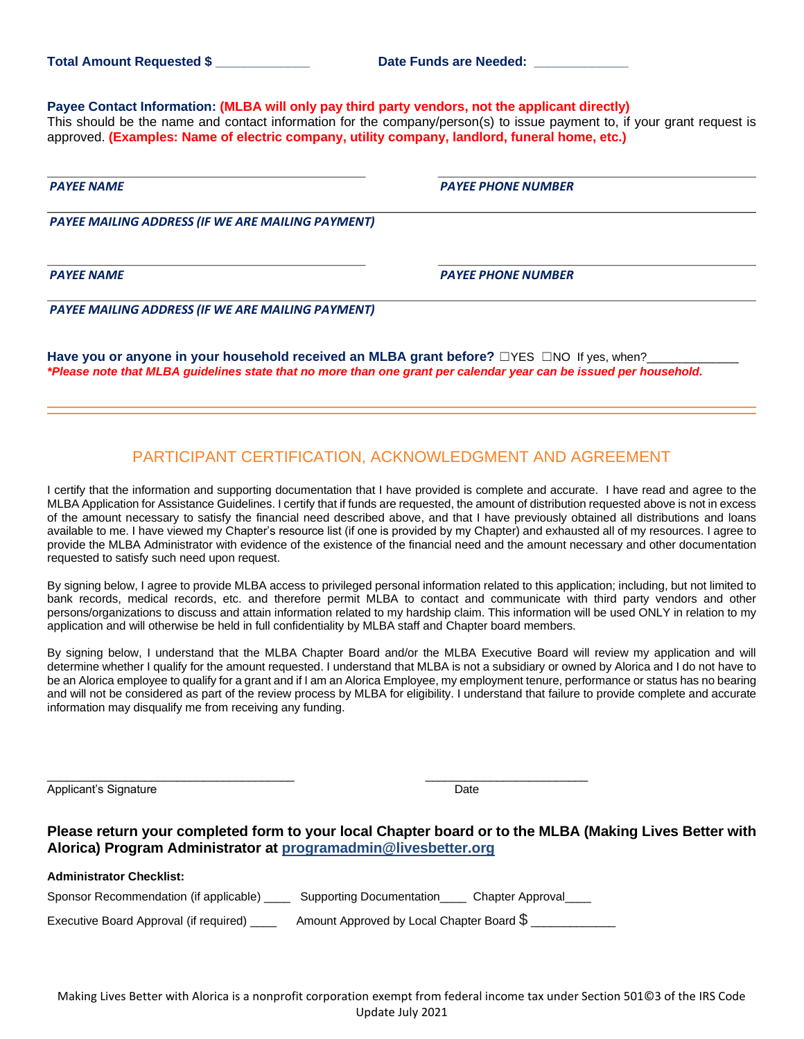**Total Amount Requested $ _____________** **Date Funds are Needed: _____________**

**Payee Contact Information:** **(MLBA will only pay third party vendors, not the applicant directly)**
This should be the name and contact information for the company/person(s) to issue payment to, if your grant request is approved. **(Examples: Name of electric company, utility company, landlord, funeral home, etc.)**

_____________________________________________ _____________________________________________

***PAYEE NAME*** ***PAYEE PHONE NUMBER***

_________________________________________________________________________________________

***PAYEE MAILING ADDRESS (IF WE ARE MAILING PAYMENT)***

_____________________________________________ _____________________________________________

***PAYEE NAME*** ***PAYEE PHONE NUMBER***

_________________________________________________________________________________________

***PAYEE MAILING ADDRESS (IF WE ARE MAILING PAYMENT)***

**Have you or anyone in your household received an MLBA grant before?** ☐YES ☐NO If yes, when?_____________
***\*Please note that MLBA guidelines state that no more than one grant per calendar year can be issued per household.***

## PARTICIPANT CERTIFICATION, ACKNOWLEDGMENT AND AGREEMENT

I certify that the information and supporting documentation that I have provided is complete and accurate. I have read and agree to the MLBA Application for Assistance Guidelines. I certify that if funds are requested, the amount of distribution requested above is not in excess of the amount necessary to satisfy the financial need described above, and that I have previously obtained all distributions and loans available to me. I have viewed my Chapter's resource list (if one is provided by my Chapter) and exhausted all of my resources. I agree to provide the MLBA Administrator with evidence of the existence of the financial need and the amount necessary and other documentation requested to satisfy such need upon request.

By signing below, I agree to provide MLBA access to privileged personal information related to this application; including, but not limited to bank records, medical records, etc. and therefore permit MLBA to contact and communicate with third party vendors and other persons/organizations to discuss and attain information related to my hardship claim. This information will be used ONLY in relation to my application and will otherwise be held in full confidentiality by MLBA staff and Chapter board members.

By signing below, I understand that the MLBA Chapter Board and/or the MLBA Executive Board will review my application and will determine whether I qualify for the amount requested. I understand that MLBA is not a subsidiary or owned by Alorica and I do not have to be an Alorica employee to qualify for a grant and if I am an Alorica Employee, my employment tenure, performance or status has no bearing and will not be considered as part of the review process by MLBA for eligibility. I understand that failure to provide complete and accurate information may disqualify me from receiving any funding.

______________________________________ _________________________

Applicant's Signature Date

**Please return your completed form to your local Chapter board or to the MLBA (Making Lives Better with Alorica) Program Administrator at [programadmin@livesbetter.org](mailto:programadmin@livesbetter.org)**

**Administrator Checklist:**

Sponsor Recommendation (if applicable) ____ Supporting Documentation____ Chapter Approval____

Executive Board Approval (if required) ____ Amount Approved by Local Chapter Board $ ____________

Making Lives Better with Alorica is a nonprofit corporation exempt from federal income tax under Section 501©3 of the IRS Code
Update July 2021